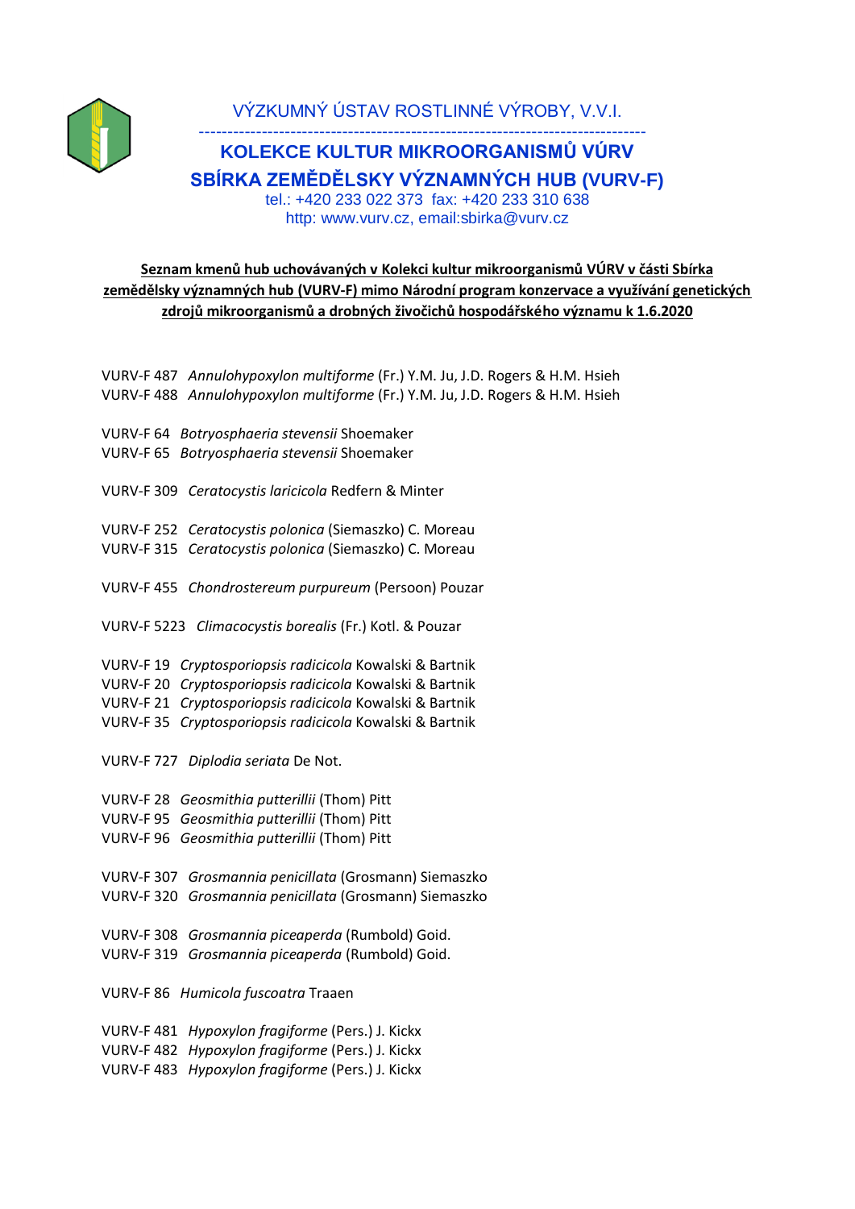VÝZKUMNÝ ÚSTAV ROSTLINNÉ VÝROBY, V.V.I.

--------------------------------------------------------------------------------

**KOLEKCE KULTUR MIKROORGANISMŮ VÚRV**

**SBÍRKA ZEMĚDĚLSKY VÝZNAMNÝCH HUB (VURV-F)**

tel.: +420 233 022 373 fax: +420 233 310 638
http: www.vurv.cz, email:sbirka@vurv.cz

**Seznam kmenů hub uchovávaných v Kolekci kultur mikroorganismů VÚRV v části Sbírka zemědělsky významných hub (VURV-F) mimo Národní program konzervace a využívání genetických zdrojů mikroorganismů a drobných živočichů hospodářského významu k 1.6.2020**

VURV-F 487 *Annulohypoxylon multiforme* (Fr.) Y.M. Ju, J.D. Rogers & H.M. Hsieh
VURV-F 488 *Annulohypoxylon multiforme* (Fr.) Y.M. Ju, J.D. Rogers & H.M. Hsieh

VURV-F 64 *Botryosphaeria stevensii* Shoemaker
VURV-F 65 *Botryosphaeria stevensii* Shoemaker

VURV-F 309 *Ceratocystis laricicola* Redfern & Minter

VURV-F 252 *Ceratocystis polonica* (Siemaszko) C. Moreau
VURV-F 315 *Ceratocystis polonica* (Siemaszko) C. Moreau

VURV-F 455 *Chondrostereum purpureum* (Persoon) Pouzar

VURV-F 5223 *Climacocystis borealis* (Fr.) Kotl. & Pouzar

VURV-F 19 *Cryptosporiopsis radicicola* Kowalski & Bartnik
VURV-F 20 *Cryptosporiopsis radicicola* Kowalski & Bartnik
VURV-F 21 *Cryptosporiopsis radicicola* Kowalski & Bartnik
VURV-F 35 *Cryptosporiopsis radicicola* Kowalski & Bartnik

VURV-F 727 *Diplodia seriata* De Not.

VURV-F 28 *Geosmithia putterillii* (Thom) Pitt
VURV-F 95 *Geosmithia putterillii* (Thom) Pitt
VURV-F 96 *Geosmithia putterillii* (Thom) Pitt

VURV-F 307 *Grosmannia penicillata* (Grosmann) Siemaszko
VURV-F 320 *Grosmannia penicillata* (Grosmann) Siemaszko

VURV-F 308 *Grosmannia piceaperda* (Rumbold) Goid.
VURV-F 319 *Grosmannia piceaperda* (Rumbold) Goid.

VURV-F 86 *Humicola fuscoatra* Traaen

VURV-F 481 *Hypoxylon fragiforme* (Pers.) J. Kickx
VURV-F 482 *Hypoxylon fragiforme* (Pers.) J. Kickx
VURV-F 483 *Hypoxylon fragiforme* (Pers.) J. Kickx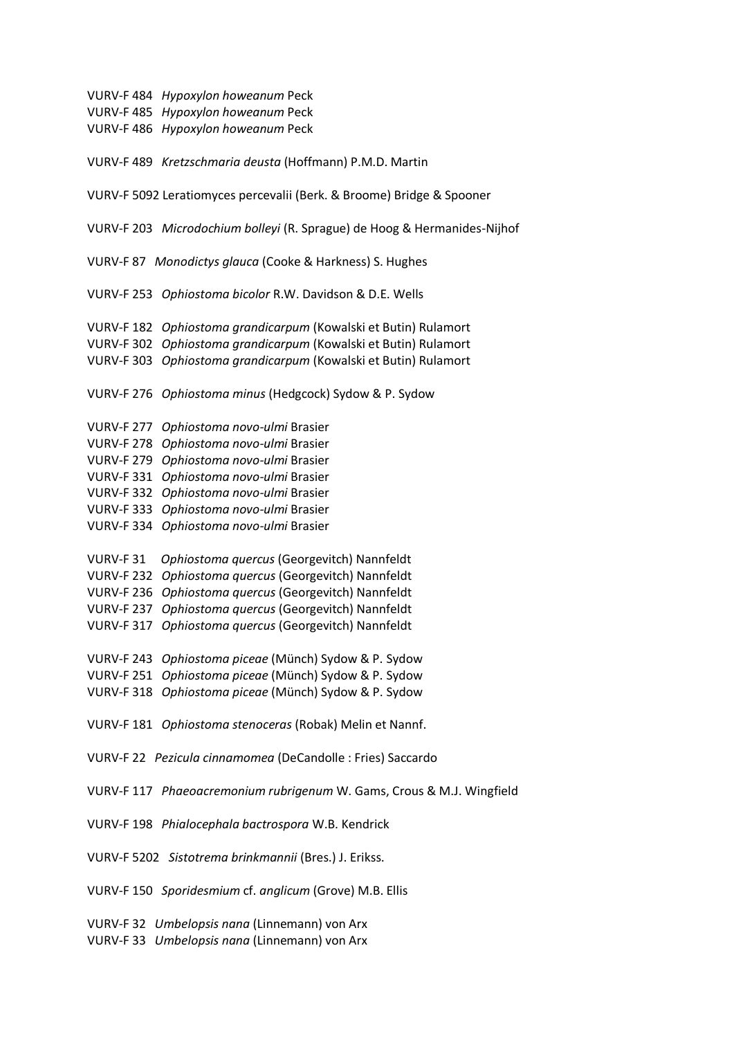VURV-F 484 *Hypoxylon howeanum* Peck
VURV-F 485 *Hypoxylon howeanum* Peck
VURV-F 486 *Hypoxylon howeanum* Peck

VURV-F 489 *Kretzschmaria deusta* (Hoffmann) P.M.D. Martin

VURV-F 5092 Leratiomyces percevalii (Berk. & Broome) Bridge & Spooner

VURV-F 203 *Microdochium bolleyi* (R. Sprague) de Hoog & Hermanides-Nijhof

VURV-F 87 *Monodictys glauca* (Cooke & Harkness) S. Hughes

VURV-F 253 *Ophiostoma bicolor* R.W. Davidson & D.E. Wells

VURV-F 182 *Ophiostoma grandicarpum* (Kowalski et Butin) Rulamort
VURV-F 302 *Ophiostoma grandicarpum* (Kowalski et Butin) Rulamort
VURV-F 303 *Ophiostoma grandicarpum* (Kowalski et Butin) Rulamort

VURV-F 276 *Ophiostoma minus* (Hedgcock) Sydow & P. Sydow

VURV-F 277 *Ophiostoma novo-ulmi* Brasier
VURV-F 278 *Ophiostoma novo-ulmi* Brasier
VURV-F 279 *Ophiostoma novo-ulmi* Brasier
VURV-F 331 *Ophiostoma novo-ulmi* Brasier
VURV-F 332 *Ophiostoma novo-ulmi* Brasier
VURV-F 333 *Ophiostoma novo-ulmi* Brasier
VURV-F 334 *Ophiostoma novo-ulmi* Brasier

VURV-F 31 *Ophiostoma quercus* (Georgevitch) Nannfeldt
VURV-F 232 *Ophiostoma quercus* (Georgevitch) Nannfeldt
VURV-F 236 *Ophiostoma quercus* (Georgevitch) Nannfeldt
VURV-F 237 *Ophiostoma quercus* (Georgevitch) Nannfeldt
VURV-F 317 *Ophiostoma quercus* (Georgevitch) Nannfeldt

VURV-F 243 *Ophiostoma piceae* (Münch) Sydow & P. Sydow
VURV-F 251 *Ophiostoma piceae* (Münch) Sydow & P. Sydow
VURV-F 318 *Ophiostoma piceae* (Münch) Sydow & P. Sydow

VURV-F 181 *Ophiostoma stenoceras* (Robak) Melin et Nannf.

VURV-F 22 *Pezicula cinnamomea* (DeCandolle : Fries) Saccardo

VURV-F 117 *Phaeoacremonium rubrigenum* W. Gams, Crous & M.J. Wingfield

VURV-F 198 *Phialocephala bactrospora* W.B. Kendrick

VURV-F 5202 *Sistotrema brinkmannii* (Bres.) J. Erikss.

VURV-F 150 *Sporidesmium* cf. *anglicum* (Grove) M.B. Ellis

VURV-F 32 *Umbelopsis nana* (Linnemann) von Arx
VURV-F 33 *Umbelopsis nana* (Linnemann) von Arx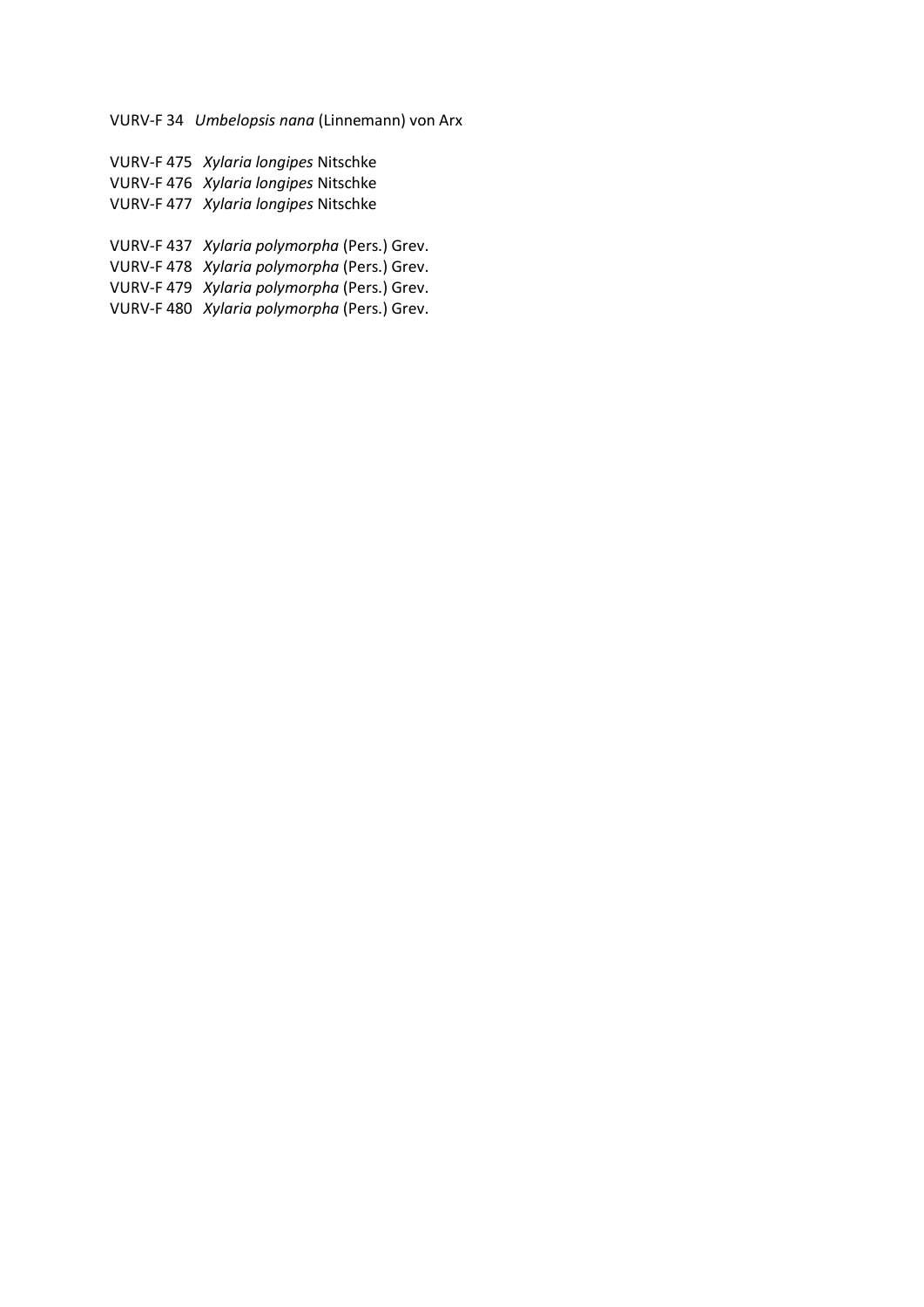VURV-F 34 *Umbelopsis nana* (Linnemann) von Arx

VURV-F 475 *Xylaria longipes* Nitschke
VURV-F 476 *Xylaria longipes* Nitschke
VURV-F 477 *Xylaria longipes* Nitschke

VURV-F 437 *Xylaria polymorpha* (Pers.) Grev.
VURV-F 478 *Xylaria polymorpha* (Pers.) Grev.
VURV-F 479 *Xylaria polymorpha* (Pers.) Grev.
VURV-F 480 *Xylaria polymorpha* (Pers.) Grev.